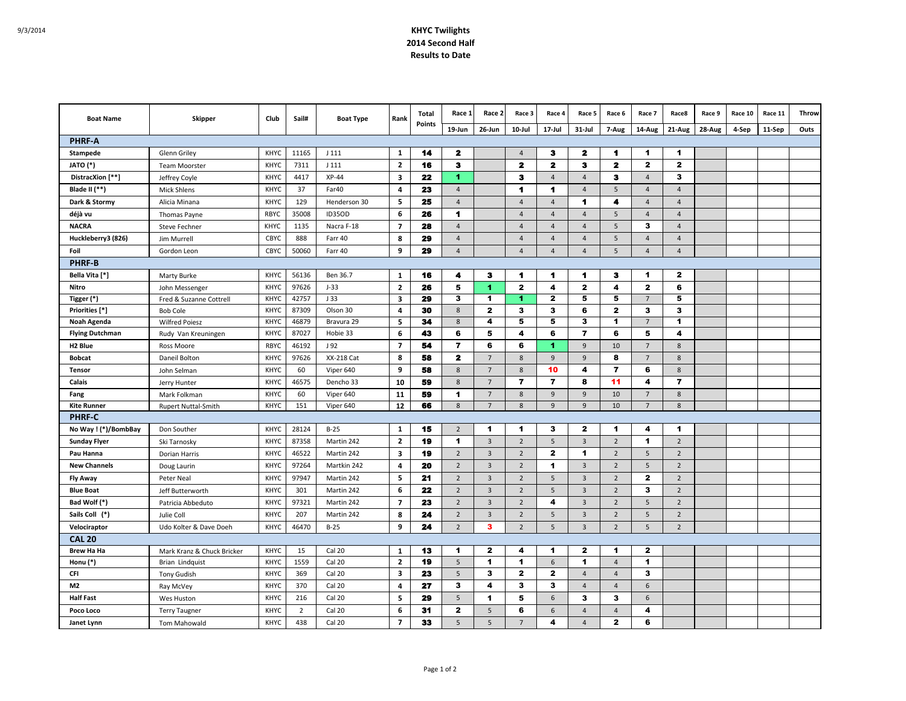9/3/2014

# KHYC Twilights
## 2014 Second Half
## Results to Date

| Boat Name | Skipper | Club | Sail# | Boat Type | Rank | Total Points | Race 1 | Race 2 | Race 3 | Race 4 | Race 5 | Race 6 | Race 7 | Race8 | Race 9 | Race 10 | Race 11 | Throw |
|---|---|---|---|---|---|---|---|---|---|---|---|---|---|---|---|---|---|---|
| | | | | | | | 19-Jun | 26-Jun | 10-Jul | 17-Jul | 31-Jul | 7-Aug | 14-Aug | 21-Aug | 28-Aug | 4-Sep | 11-Sep | Outs |
| **PHRF-A** | | | | | | | | | | | | | | | | | | |
| Stampede | Glenn Griley | KHYC | 11165 | J 111 | 1 | 14 | 2 | | 4 | 3 | 2 | 1 | 1 | 1 | | | | |
| JATO (*) | Team Moorster | KHYC | 7311 | J 111 | 2 | 16 | 3 | | 2 | 2 | 3 | 2 | 2 | 2 | | | | |
| DistracXion [**] | Jeffrey Coyle | KHYC | 4417 | XP-44 | 3 | 22 | 1 | | 3 | 4 | 4 | 3 | 4 | 3 | | | | |
| Blade II (**) | Mick Shlens | KHYC | 37 | Far40 | 4 | 23 | 4 | | 1 | 1 | 4 | 5 | 4 | 4 | | | | |
| Dark & Stormy | Alicia Minana | KHYC | 129 | Henderson 30 | 5 | 25 | 4 | | 4 | 4 | 1 | 4 | 4 | 4 | | | | |
| déjà vu | Thomas Payne | RBYC | 35008 | ID35OD | 6 | 26 | 1 | | 4 | 4 | 4 | 5 | 4 | 4 | | | | |
| NACRA | Steve Fechner | KHYC | 1135 | Nacra F-18 | 7 | 28 | 4 | | 4 | 4 | 4 | 5 | 3 | 4 | | | | |
| Huckleberry3 (826) | Jim Murrell | CBYC | 888 | Farr 40 | 8 | 29 | 4 | | 4 | 4 | 4 | 5 | 4 | 4 | | | | |
| Foil | Gordon Leon | CBYC | 50060 | Farr 40 | 9 | 29 | 4 | | 4 | 4 | 4 | 5 | 4 | 4 | | | | |
| **PHRF-B** | | | | | | | | | | | | | | | | | | |
| Bella Vita [*] | Marty Burke | KHYC | 56136 | Ben 36.7 | 1 | 16 | 4 | 3 | 1 | 1 | 1 | 3 | 1 | 2 | | | | |
| Nitro | John Messenger | KHYC | 97626 | J-33 | 2 | 26 | 5 | 1 | 2 | 4 | 2 | 4 | 2 | 6 | | | | |
| Tigger (*) | Fred & Suzanne Cottrell | KHYC | 42757 | J 33 | 3 | 29 | 3 | 1 | 1 | 2 | 5 | 5 | 7 | 5 | | | | |
| Priorities [*] | Bob Cole | KHYC | 87309 | Olson 30 | 4 | 30 | 8 | 2 | 3 | 3 | 6 | 2 | 3 | 3 | | | | |
| Noah Agenda | Wilfred Poiesz | KHYC | 46879 | Bravura 29 | 5 | 34 | 8 | 4 | 5 | 5 | 3 | 1 | 7 | 1 | | | | |
| Flying Dutchman | Rudy Van Kreuningen | KHYC | 87027 | Hobie 33 | 6 | 43 | 6 | 5 | 4 | 6 | 7 | 6 | 5 | 4 | | | | |
| H2 Blue | Ross Moore | RBYC | 46192 | J 92 | 7 | 54 | 7 | 6 | 6 | 1 | 9 | 10 | 7 | 8 | | | | |
| Bobcat | Daneil Bolton | KHYC | 97626 | XX-218 Cat | 8 | 58 | 2 | 7 | 8 | 9 | 9 | 8 | 7 | 8 | | | | |
| Tensor | John Selman | KHYC | 60 | Viper 640 | 9 | 58 | 8 | 7 | 8 | 10 | 4 | 7 | 6 | 8 | | | | |
| Calais | Jerry Hunter | KHYC | 46575 | Dencho 33 | 10 | 59 | 8 | 7 | 7 | 7 | 8 | 11 | 4 | 7 | | | | |
| Fang | Mark Folkman | KHYC | 60 | Viper 640 | 11 | 59 | 1 | 7 | 8 | 9 | 9 | 10 | 7 | 8 | | | | |
| Kite Runner | Rupert Nuttal-Smith | KHYC | 151 | Viper 640 | 12 | 66 | 8 | 7 | 8 | 9 | 9 | 10 | 7 | 8 | | | | |
| **PHRF-C** | | | | | | | | | | | | | | | | | | |
| No Way ! (*)/BombBay | Don Souther | KHYC | 28124 | B-25 | 1 | 15 | 2 | 1 | 1 | 3 | 2 | 1 | 4 | 1 | | | | |
| Sunday Flyer | Ski Tarnosky | KHYC | 87358 | Martin 242 | 2 | 19 | 1 | 3 | 2 | 5 | 3 | 2 | 1 | 2 | | | | |
| Pau Hanna | Dorian Harris | KHYC | 46522 | Martin 242 | 3 | 19 | 2 | 3 | 2 | 2 | 1 | 2 | 5 | 2 | | | | |
| New Channels | Doug Laurin | KHYC | 97264 | Martkin 242 | 4 | 20 | 2 | 3 | 2 | 1 | 3 | 2 | 5 | 2 | | | | |
| Fly Away | Peter Neal | KHYC | 97947 | Martin 242 | 5 | 21 | 2 | 3 | 2 | 5 | 3 | 2 | 2 | 2 | | | | |
| Blue Boat | Jeff Butterworth | KHYC | 301 | Martin 242 | 6 | 22 | 2 | 3 | 2 | 5 | 3 | 2 | 3 | 2 | | | | |
| Bad Wolf (*) | Patricia Abbeduto | KHYC | 97321 | Martin 242 | 7 | 23 | 2 | 3 | 2 | 4 | 3 | 2 | 5 | 2 | | | | |
| Sails Coll (*) | Julie Coll | KHYC | 207 | Martin 242 | 8 | 24 | 2 | 3 | 2 | 5 | 3 | 2 | 5 | 2 | | | | |
| Velociraptor | Udo Kolter & Dave Doeh | KHYC | 46470 | B-25 | 9 | 24 | 2 | 3 | 2 | 5 | 3 | 2 | 5 | 2 | | | | |
| **CAL 20** | | | | | | | | | | | | | | | | | | |
| Brew Ha Ha | Mark Kranz & Chuck Bricker | KHYC | 15 | Cal 20 | 1 | 13 | 1 | 2 | 4 | 1 | 2 | 1 | 2 | | | | | |
| Honu (*) | Brian Lindquist | KHYC | 1559 | Cal 20 | 2 | 19 | 5 | 1 | 1 | 6 | 1 | 4 | 1 | | | | | |
| CFI | Tony Gudish | KHYC | 369 | Cal 20 | 3 | 23 | 5 | 3 | 2 | 2 | 4 | 4 | 3 | | | | | |
| M2 | Ray McVey | KHYC | 370 | Cal 20 | 4 | 27 | 3 | 4 | 3 | 3 | 4 | 4 | 6 | | | | | |
| Half Fast | Wes Huston | KHYC | 216 | Cal 20 | 5 | 29 | 5 | 1 | 5 | 6 | 3 | 3 | 6 | | | | | |
| Poco Loco | Terry Taugner | KHYC | 2 | Cal 20 | 6 | 31 | 2 | 5 | 6 | 6 | 4 | 4 | 4 | | | | | |
| Janet Lynn | Tom Mahowald | KHYC | 438 | Cal 20 | 7 | 33 | 5 | 5 | 7 | 4 | 4 | 2 | 6 | | | | | |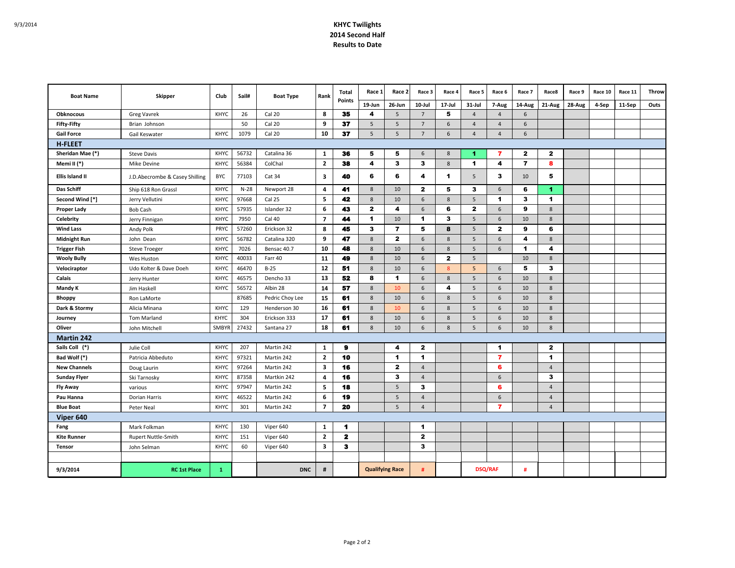**KHYC Twilights**
**2014 Second Half**
**Results to Date**

| Boat Name | Skipper | Club | Sail# | Boat Type | Rank | Total Points | Race 1 | Race 2 | Race 3 | Race 4 | Race 5 | Race 6 | Race 7 | Race8 | Race 9 | Race 10 | Race 11 | Throw |
|---|---|---|---|---|---|---|---|---|---|---|---|---|---|---|---|---|---|---|
| | | | | | | | 19-Jun | 26-Jun | 10-Jul | 17-Jul | 31-Jul | 7-Aug | 14-Aug | 21-Aug | 28-Aug | 4-Sep | 11-Sep | Outs |
| Obknocous | Greg Vavrek | KHYC | 26 | Cal 20 | 8 | 35 | 4 | 5 | 7 | 5 | 4 | 4 | 6 | | | | | |
| Fifty-Fifty | Brian Johnson | | 50 | Cal 20 | 9 | 37 | 5 | 5 | 7 | 6 | 4 | 4 | 6 | | | | | |
| Gail Force | Gail Keswater | KHYC | 1079 | Cal 20 | 10 | 37 | 5 | 5 | 7 | 6 | 4 | 4 | 6 | | | | | |
| **H-FLEET** | | | | | | | | | | | | | | | | | | |
| Sheridan Mae (*) | Steve Davis | KHYC | 56732 | Catalina 36 | 1 | 36 | 5 | 5 | 6 | 8 | 1 | 7 | 2 | 2 | | | | |
| Memi II (*) | Mike Devine | KHYC | 56384 | ColChal | 2 | 38 | 4 | 3 | 3 | 8 | 1 | 4 | 7 | 8 | | | | |
| Ellis Island II | J.D.Abecrombe & Casey Shilling | BYC | 77103 | Cat 34 | 3 | 40 | 6 | 6 | 4 | 1 | 5 | 3 | 10 | 5 | | | | |
| Das Schiff | Ship 618 Ron Grassl | KHYC | N-28 | Newport 28 | 4 | 41 | 8 | 10 | 2 | 5 | 3 | 6 | 6 | 1 | | | | |
| Second Wind [*] | Jerry Vellutini | KHYC | 97668 | Cal 25 | 5 | 42 | 8 | 10 | 6 | 8 | 5 | 1 | 3 | 1 | | | | |
| Proper Lady | Bob Cash | KHYC | 57935 | Islander 32 | 6 | 43 | 2 | 4 | 6 | 6 | 2 | 6 | 9 | 8 | | | | |
| Celebrity | Jerry Finnigan | KHYC | 7950 | Cal 40 | 7 | 44 | 1 | 10 | 1 | 3 | 5 | 6 | 10 | 8 | | | | |
| Wind Lass | Andy Polk | PRYC | 57260 | Erickson 32 | 8 | 45 | 3 | 7 | 5 | 8 | 5 | 2 | 9 | 6 | | | | |
| Midnight Run | John Dean | KHYC | 56782 | Catalina 320 | 9 | 47 | 8 | 2 | 6 | 8 | 5 | 6 | 4 | 8 | | | | |
| Trigger Fish | Steve Troeger | KHYC | 7026 | Bensac 40.7 | 10 | 48 | 8 | 10 | 6 | 8 | 5 | 6 | 1 | 4 | | | | |
| Wooly Bully | Wes Huston | KHYC | 40033 | Farr 40 | 11 | 49 | 8 | 10 | 6 | 2 | 5 | | 10 | 8 | | | | |
| Velociraptor | Udo Kolter & Dave Doeh | KHYC | 46470 | B-25 | 12 | 51 | 8 | 10 | 6 | 8 | 5 | 6 | 5 | 3 | | | | |
| Calais | Jerry Hunter | KHYC | 46575 | Dencho 33 | 13 | 52 | 8 | 1 | 6 | 8 | 5 | 6 | 10 | 8 | | | | |
| Mandy K | Jim Haskell | KHYC | 56572 | Albin 28 | 14 | 57 | 8 | 10 | 6 | 4 | 5 | 6 | 10 | 8 | | | | |
| Bhoppy | Ron LaMorte | | 87685 | Pedric Choy Lee | 15 | 61 | 8 | 10 | 6 | 8 | 5 | 6 | 10 | 8 | | | | |
| Dark & Stormy | Alicia Minana | KHYC | 129 | Henderson 30 | 16 | 61 | 8 | 10 | 6 | 8 | 5 | 6 | 10 | 8 | | | | |
| Journey | Tom Marland | KHYC | 304 | Erickson 333 | 17 | 61 | 8 | 10 | 6 | 8 | 5 | 6 | 10 | 8 | | | | |
| Oliver | John Mitchell | SMBYR | 27432 | Santana 27 | 18 | 61 | 8 | 10 | 6 | 8 | 5 | 6 | 10 | 8 | | | | |
| **Martin 242** | | | | | | | | | | | | | | | | | | |
| Sails Coll (*) | Julie Coll | KHYC | 207 | Martin 242 | 1 | 9 | | 4 | 2 | | | 1 | | 2 | | | | |
| Bad Wolf (*) | Patricia Abbeduto | KHYC | 97321 | Martin 242 | 2 | 10 | | 1 | 1 | | | 7 | | 1 | | | | |
| New Channels | Doug Laurin | KHYC | 97264 | Martin 242 | 3 | 16 | | 2 | 4 | | | 6 | | 4 | | | | |
| Sunday Flyer | Ski Tarnosky | KHYC | 87358 | Martkin 242 | 4 | 16 | | 3 | 4 | | | 6 | | 3 | | | | |
| Fly Away | various | KHYC | 97947 | Martin 242 | 5 | 18 | | 5 | 3 | | | 6 | | 4 | | | | |
| Pau Hanna | Dorian Harris | KHYC | 46522 | Martin 242 | 6 | 19 | | 5 | 4 | | | 6 | | 4 | | | | |
| Blue Boat | Peter Neal | KHYC | 301 | Martin 242 | 7 | 20 | | 5 | 4 | | | 7 | | 4 | | | | |
| **Viper 640** | | | | | | | | | | | | | | | | | | |
| Fang | Mark Folkman | KHYC | 130 | Viper 640 | 1 | 1 | | | 1 | | | | | | | | | |
| Kite Runner | Rupert Nuttle-Smith | KHYC | 151 | Viper 640 | 2 | 2 | | | 2 | | | | | | | | | |
| Tensor | John Selman | KHYC | 60 | Viper 640 | 3 | 3 | | | 3 | | | | | | | | | |
| | | | | | | | | | | | | | | | | | | |
| 9/3/2014 | RC 1st Place | 1 | | DNC | # | | Qualifying Race | | # | | DSQ/RAF | | # | | | | | |